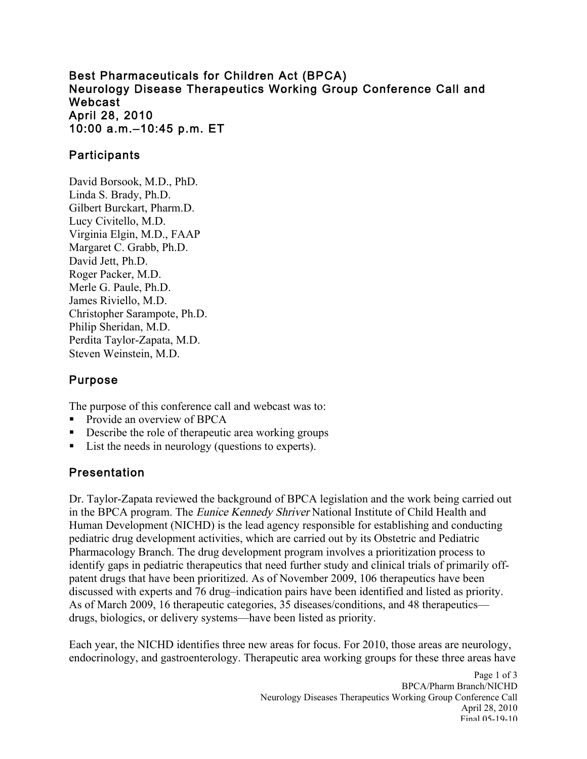# Best Pharmaceuticals for Children Act (BPCA)
# Neurology Disease Therapeutics Working Group Conference Call and Webcast
# April 28, 2010
# 10:00 a.m.–10:45 p.m. ET

## Participants

David Borsook, M.D., PhD.
Linda S. Brady, Ph.D.
Gilbert Burckart, Pharm.D.
Lucy Civitello, M.D.
Virginia Elgin, M.D., FAAP
Margaret C. Grabb, Ph.D.
David Jett, Ph.D.
Roger Packer, M.D.
Merle G. Paule, Ph.D.
James Riviello, M.D.
Christopher Sarampote, Ph.D.
Philip Sheridan, M.D.
Perdita Taylor-Zapata, M.D.
Steven Weinstein, M.D.

## Purpose

The purpose of this conference call and webcast was to:

- Provide an overview of BPCA
- Describe the role of therapeutic area working groups
- List the needs in neurology (questions to experts).

## Presentation

Dr. Taylor-Zapata reviewed the background of BPCA legislation and the work being carried out in the BPCA program. The *Eunice Kennedy Shriver* National Institute of Child Health and Human Development (NICHD) is the lead agency responsible for establishing and conducting pediatric drug development activities, which are carried out by its Obstetric and Pediatric Pharmacology Branch. The drug development program involves a prioritization process to identify gaps in pediatric therapeutics that need further study and clinical trials of primarily off-patent drugs that have been prioritized. As of November 2009, 106 therapeutics have been discussed with experts and 76 drug–indication pairs have been identified and listed as priority. As of March 2009, 16 therapeutic categories, 35 diseases/conditions, and 48 therapeutics—drugs, biologics, or delivery systems—have been listed as priority.

Each year, the NICHD identifies three new areas for focus. For 2010, those areas are neurology, endocrinology, and gastroenterology. Therapeutic area working groups for these three areas have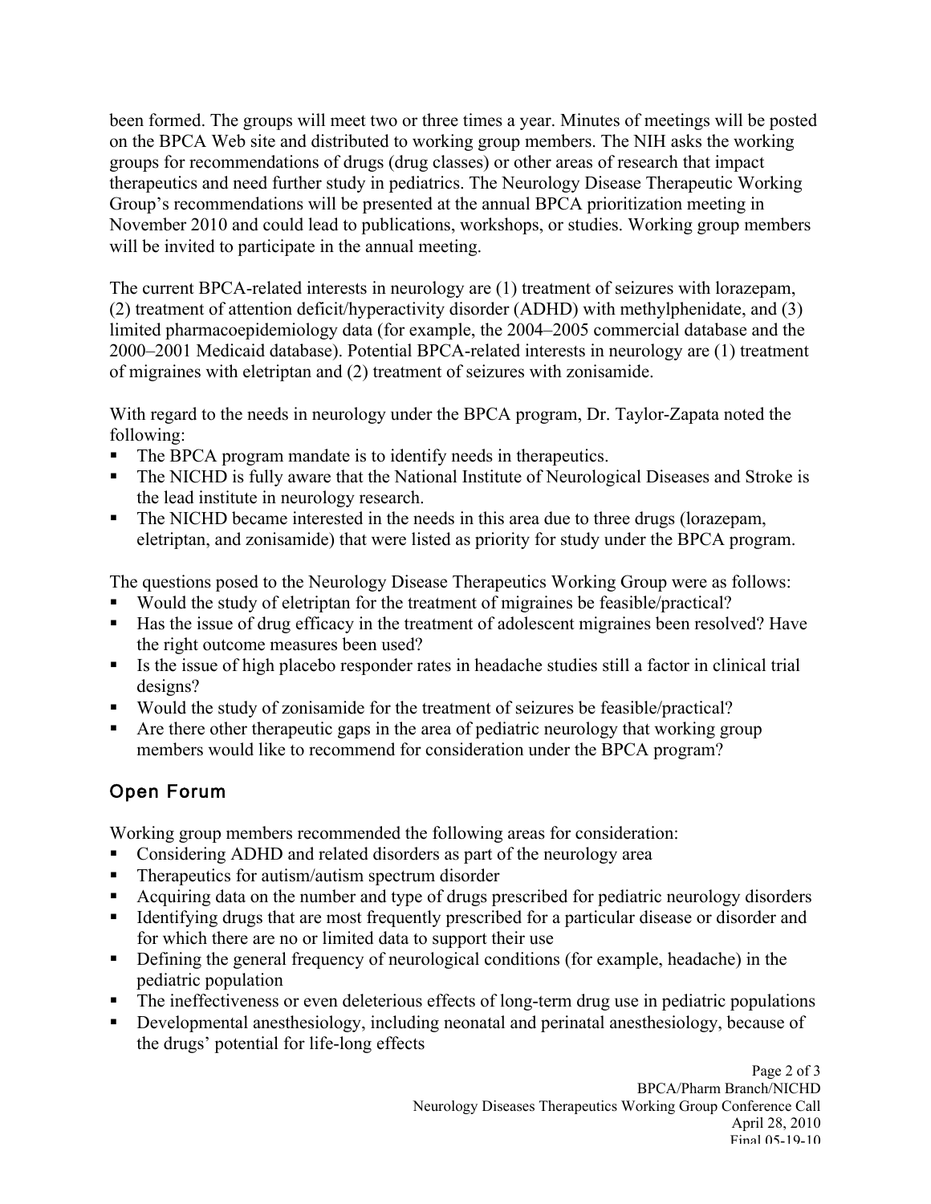been formed. The groups will meet two or three times a year. Minutes of meetings will be posted on the BPCA Web site and distributed to working group members. The NIH asks the working groups for recommendations of drugs (drug classes) or other areas of research that impact therapeutics and need further study in pediatrics. The Neurology Disease Therapeutic Working Group's recommendations will be presented at the annual BPCA prioritization meeting in November 2010 and could lead to publications, workshops, or studies. Working group members will be invited to participate in the annual meeting.

The current BPCA-related interests in neurology are (1) treatment of seizures with lorazepam, (2) treatment of attention deficit/hyperactivity disorder (ADHD) with methylphenidate, and (3) limited pharmacoepidemiology data (for example, the 2004–2005 commercial database and the 2000–2001 Medicaid database). Potential BPCA-related interests in neurology are (1) treatment of migraines with eletriptan and (2) treatment of seizures with zonisamide.

With regard to the needs in neurology under the BPCA program, Dr. Taylor-Zapata noted the following:

- The BPCA program mandate is to identify needs in therapeutics.
- The NICHD is fully aware that the National Institute of Neurological Diseases and Stroke is the lead institute in neurology research.
- The NICHD became interested in the needs in this area due to three drugs (lorazepam, eletriptan, and zonisamide) that were listed as priority for study under the BPCA program.

The questions posed to the Neurology Disease Therapeutics Working Group were as follows:

- Would the study of eletriptan for the treatment of migraines be feasible/practical?
- Has the issue of drug efficacy in the treatment of adolescent migraines been resolved? Have the right outcome measures been used?
- Is the issue of high placebo responder rates in headache studies still a factor in clinical trial designs?
- Would the study of zonisamide for the treatment of seizures be feasible/practical?
- Are there other therapeutic gaps in the area of pediatric neurology that working group members would like to recommend for consideration under the BPCA program?

## Open Forum

Working group members recommended the following areas for consideration:

- Considering ADHD and related disorders as part of the neurology area
- Therapeutics for autism/autism spectrum disorder
- Acquiring data on the number and type of drugs prescribed for pediatric neurology disorders
- Identifying drugs that are most frequently prescribed for a particular disease or disorder and for which there are no or limited data to support their use
- Defining the general frequency of neurological conditions (for example, headache) in the pediatric population
- The ineffectiveness or even deleterious effects of long-term drug use in pediatric populations
- Developmental anesthesiology, including neonatal and perinatal anesthesiology, because of the drugs' potential for life-long effects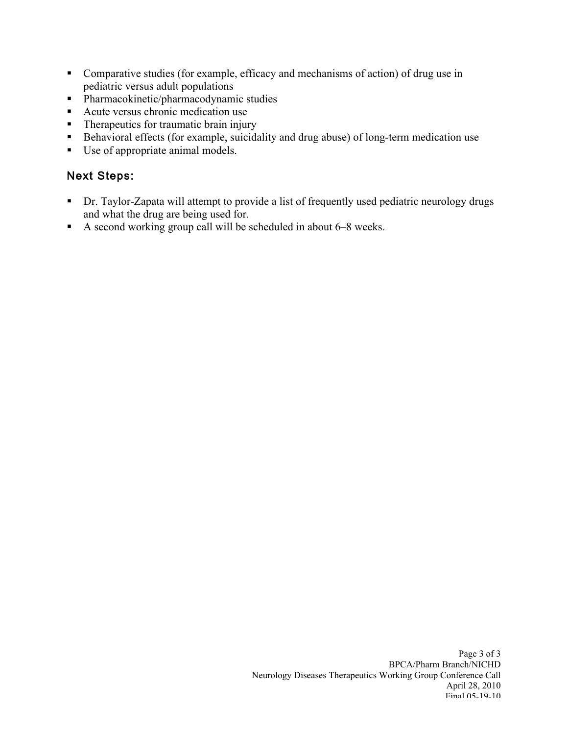- Comparative studies (for example, efficacy and mechanisms of action) of drug use in pediatric versus adult populations
- Pharmacokinetic/pharmacodynamic studies
- Acute versus chronic medication use
- Therapeutics for traumatic brain injury
- Behavioral effects (for example, suicidality and drug abuse) of long-term medication use
- Use of appropriate animal models.

## Next Steps:

- Dr. Taylor-Zapata will attempt to provide a list of frequently used pediatric neurology drugs and what the drug are being used for.
- A second working group call will be scheduled in about 6–8 weeks.